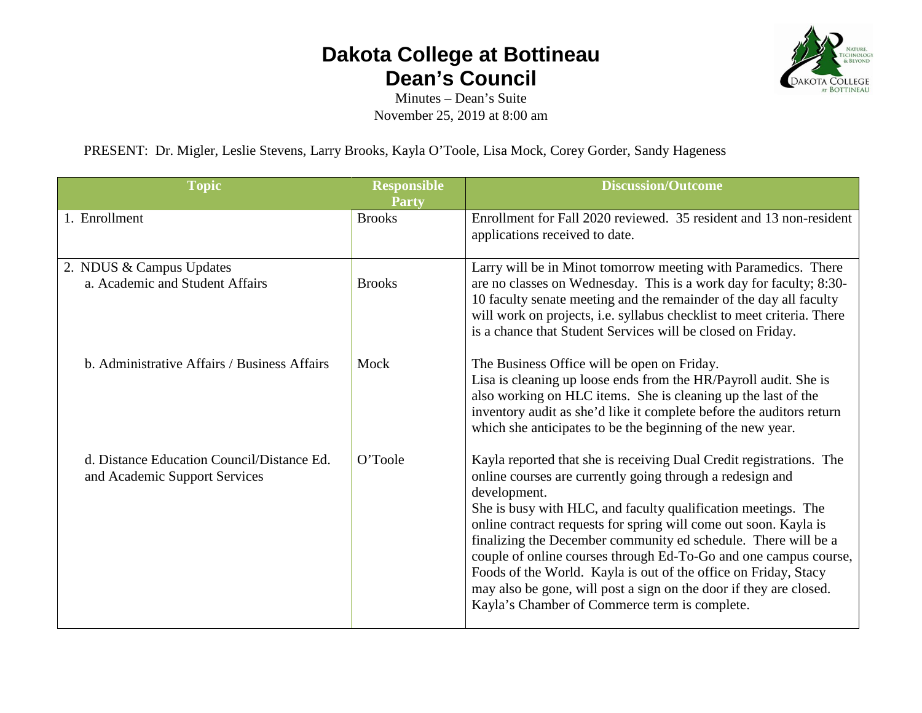# Dakota College at Bottineau
## Dean's Council

Minutes – Dean's Suite
November 25, 2019 at 8:00 am

PRESENT: Dr. Migler, Leslie Stevens, Larry Brooks, Kayla O'Toole, Lisa Mock, Corey Gorder, Sandy Hageness

| Topic | Responsible Party | Discussion/Outcome |
|---|---|---|
| 1. Enrollment | Brooks | Enrollment for Fall 2020 reviewed. 35 resident and 13 non-resident applications received to date. |
| 2. NDUS & Campus Updates<br>a. Academic and Student Affairs | Brooks | Larry will be in Minot tomorrow meeting with Paramedics. There are no classes on Wednesday. This is a work day for faculty; 8:30-10 faculty senate meeting and the remainder of the day all faculty will work on projects, i.e. syllabus checklist to meet criteria. There is a chance that Student Services will be closed on Friday. |
| b. Administrative Affairs / Business Affairs | Mock | The Business Office will be open on Friday.<br>Lisa is cleaning up loose ends from the HR/Payroll audit. She is also working on HLC items. She is cleaning up the last of the inventory audit as she'd like it complete before the auditors return which she anticipates to be the beginning of the new year. |
| d. Distance Education Council/Distance Ed. and Academic Support Services | O'Toole | Kayla reported that she is receiving Dual Credit registrations. The online courses are currently going through a redesign and development.<br>She is busy with HLC, and faculty qualification meetings. The online contract requests for spring will come out soon. Kayla is finalizing the December community ed schedule. There will be a couple of online courses through Ed-To-Go and one campus course, Foods of the World. Kayla is out of the office on Friday, Stacy may also be gone, will post a sign on the door if they are closed. Kayla's Chamber of Commerce term is complete. |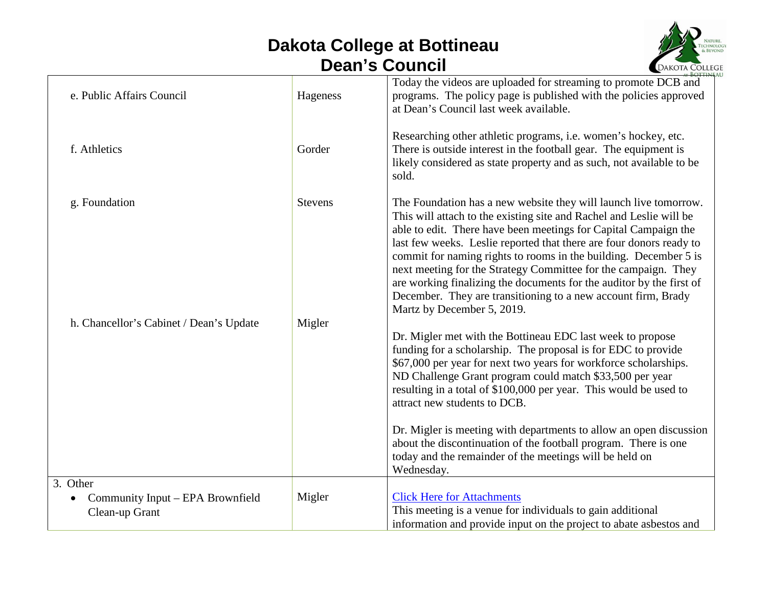# Dakota College at Bottineau
## Dean's Council

| | | |
|---|---|---|
| e. Public Affairs Council | Hageness | Today the videos are uploaded for streaming to promote DCB and programs. The policy page is published with the policies approved at Dean's Council last week available. |
| f. Athletics | Gorder | Researching other athletic programs, i.e. women's hockey, etc. There is outside interest in the football gear. The equipment is likely considered as state property and as such, not available to be sold. |
| g. Foundation | Stevens | The Foundation has a new website they will launch live tomorrow. This will attach to the existing site and Rachel and Leslie will be able to edit. There have been meetings for Capital Campaign the last few weeks. Leslie reported that there are four donors ready to commit for naming rights to rooms in the building. December 5 is next meeting for the Strategy Committee for the campaign. They are working finalizing the documents for the auditor by the first of December. They are transitioning to a new account firm, Brady Martz by December 5, 2019. |
| h. Chancellor's Cabinet / Dean's Update | Migler | Dr. Migler met with the Bottineau EDC last week to propose funding for a scholarship. The proposal is for EDC to provide \$67,000 per year for next two years for workforce scholarships. ND Challenge Grant program could match \$33,500 per year resulting in a total of \$100,000 per year. This would be used to attract new students to DCB.<br><br>Dr. Migler is meeting with departments to allow an open discussion about the discontinuation of the football program. There is one today and the remainder of the meetings will be held on Wednesday. |
| 3. Other<br>• Community Input – EPA Brownfield Clean-up Grant | Migler | Click Here for Attachments<br>This meeting is a venue for individuals to gain additional information and provide input on the project to abate asbestos and |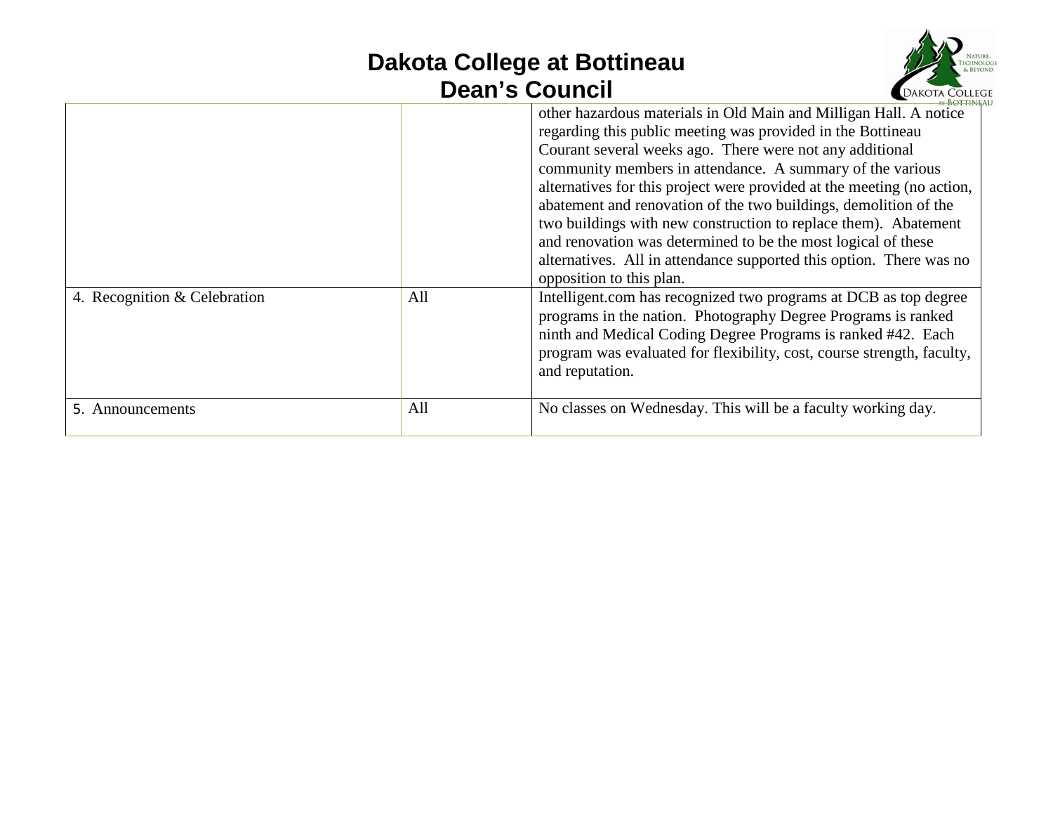| | | |
|---|---|---|
| | | other hazardous materials in Old Main and Milligan Hall. A notice regarding this public meeting was provided in the Bottineau Courant several weeks ago. There were not any additional community members in attendance. A summary of the various alternatives for this project were provided at the meeting (no action, abatement and renovation of the two buildings, demolition of the two buildings with new construction to replace them). Abatement and renovation was determined to be the most logical of these alternatives. All in attendance supported this option. There was no opposition to this plan. |
| 4. Recognition & Celebration | All | Intelligent.com has recognized two programs at DCB as top degree programs in the nation. Photography Degree Programs is ranked ninth and Medical Coding Degree Programs is ranked #42. Each program was evaluated for flexibility, cost, course strength, faculty, and reputation. |
| 5. Announcements | All | No classes on Wednesday. This will be a faculty working day. |